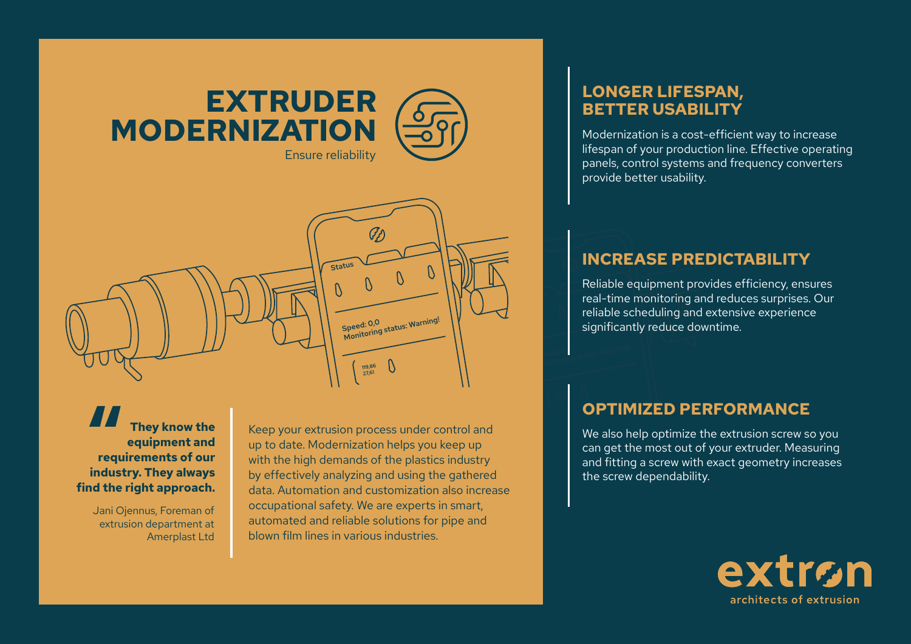# EXTRUDER MODERNIZATION

Ensure reliability

> **They know the equipment and requirements of our industry. They always find the right approach.**
>
> Jani Ojennus, Foreman of extrusion department at Amerplast Ltd

Keep your extrusion process under control and up to date. Modernization helps you keep up with the high demands of the plastics industry by effectively analyzing and using the gathered data. Automation and customization also increase occupational safety. We are experts in smart, automated and reliable solutions for pipe and blown film lines in various industries.

## LONGER LIFESPAN, BETTER USABILITY

Modernization is a cost-efficient way to increase lifespan of your production line. Effective operating panels, control systems and frequency converters provide better usability.

## INCREASE PREDICTABILITY

Reliable equipment provides efficiency, ensures real-time monitoring and reduces surprises. Our reliable scheduling and extensive experience significantly reduce downtime.

## OPTIMIZED PERFORMANCE

We also help optimize the extrusion screw so you can get the most out of your extruder. Measuring and fitting a screw with exact geometry increases the screw dependability.

extron

architects of extrusion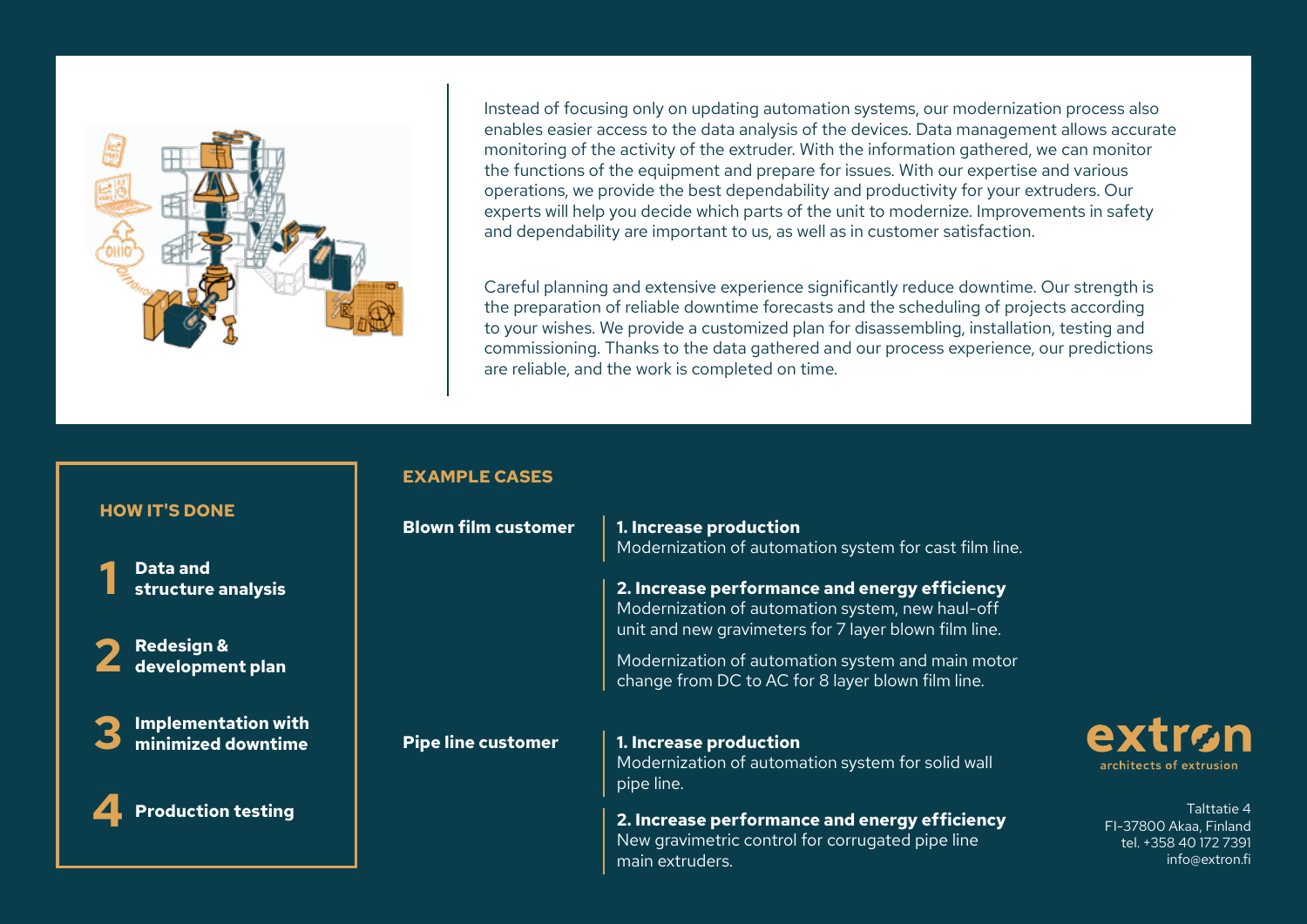Instead of focusing only on updating automation systems, our modernization process also enables easier access to the data analysis of the devices. Data management allows accurate monitoring of the activity of the extruder. With the information gathered, we can monitor the functions of the equipment and prepare for issues. With our expertise and various operations, we provide the best dependability and productivity for your extruders. Our experts will help you decide which parts of the unit to modernize. Improvements in safety and dependability are important to us, as well as in customer satisfaction.

Careful planning and extensive experience significantly reduce downtime. Our strength is the preparation of reliable downtime forecasts and the scheduling of projects according to your wishes. We provide a customized plan for disassembling, installation, testing and commissioning. Thanks to the data gathered and our process experience, our predictions are reliable, and the work is completed on time.

## HOW IT'S DONE

1. **Data and structure analysis**
2. **Redesign & development plan**
3. **Implementation with minimized downtime**
4. **Production testing**

## EXAMPLE CASES

### Blown film customer

**1. Increase production**
Modernization of automation system for cast film line.

**2. Increase performance and energy efficiency**
Modernization of automation system, new haul-off unit and new gravimeters for 7 layer blown film line.

Modernization of automation system and main motor change from DC to AC for 8 layer blown film line.

### Pipe line customer

**1. Increase production**
Modernization of automation system for solid wall pipe line.

**2. Increase performance and energy efficiency**
New gravimetric control for corrugated pipe line main extruders.

extron
architects of extrusion

Talttatie 4
FI-37800 Akaa, Finland
tel. +358 40 172 7391
info@extron.fi